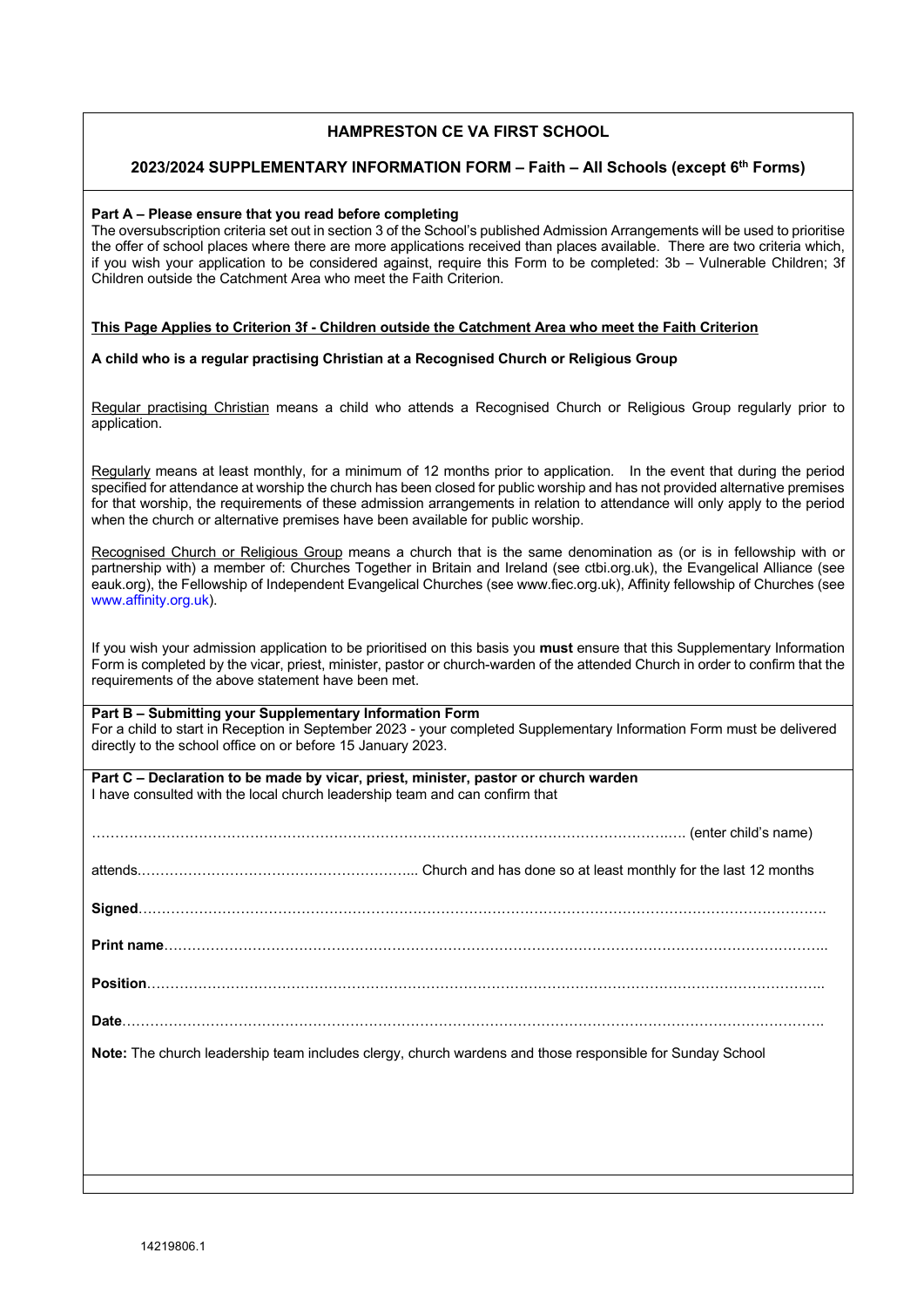# HAMPRESTON CE VA FIRST SCHOOL

## 2023/2024 SUPPLEMENTARY INFORMATION FORM – Faith – All Schools (except 6th Forms)

**Part A – Please ensure that you read before completing**

The oversubscription criteria set out in section 3 of the School's published Admission Arrangements will be used to prioritise the offer of school places where there are more applications received than places available. There are two criteria which, if you wish your application to be considered against, require this Form to be completed: 3b – Vulnerable Children; 3f Children outside the Catchment Area who meet the Faith Criterion.

**This Page Applies to Criterion 3f - Children outside the Catchment Area who meet the Faith Criterion**

**A child who is a regular practising Christian at a Recognised Church or Religious Group**

Regular practising Christian means a child who attends a Recognised Church or Religious Group regularly prior to application.

Regularly means at least monthly, for a minimum of 12 months prior to application. In the event that during the period specified for attendance at worship the church has been closed for public worship and has not provided alternative premises for that worship, the requirements of these admission arrangements in relation to attendance will only apply to the period when the church or alternative premises have been available for public worship.

Recognised Church or Religious Group means a church that is the same denomination as (or is in fellowship with or partnership with) a member of: Churches Together in Britain and Ireland (see ctbi.org.uk), the Evangelical Alliance (see eauk.org), the Fellowship of Independent Evangelical Churches (see www.fiec.org.uk), Affinity fellowship of Churches (see www.affinity.org.uk).

If you wish your admission application to be prioritised on this basis you **must** ensure that this Supplementary Information Form is completed by the vicar, priest, minister, pastor or church-warden of the attended Church in order to confirm that the requirements of the above statement have been met.

**Part B – Submitting your Supplementary Information Form**

For a child to start in Reception in September 2023 - your completed Supplementary Information Form must be delivered directly to the school office on or before 15 January 2023.

**Part C – Declaration to be made by vicar, priest, minister, pastor or church warden**

I have consulted with the local church leadership team and can confirm that

………………………………………………………………………………………………………… (enter child's name)

attends……………………………………………….. Church and has done so at least monthly for the last 12 months

**Signed**……………………………………………………………………………………………………………………

**Print name**………………………………………………………………………………………………………………

**Position**…………………………………………………………………………………………………………………

**Date**……………………………………………………………………………………………………………………

**Note:** The church leadership team includes clergy, church wardens and those responsible for Sunday School

14219806.1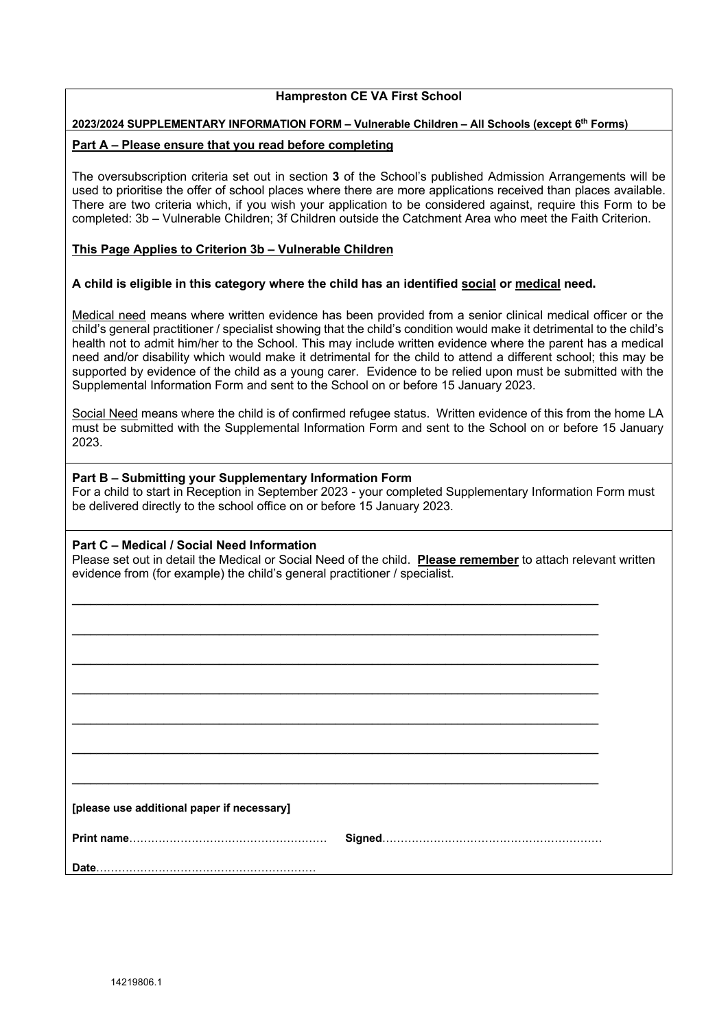**Hampreston CE VA First School**

**2023/2024 SUPPLEMENTARY INFORMATION FORM – Vulnerable Children – All Schools (except 6th Forms)**

**Part A – Please ensure that you read before completing**

The oversubscription criteria set out in section **3** of the School's published Admission Arrangements will be used to prioritise the offer of school places where there are more applications received than places available. There are two criteria which, if you wish your application to be considered against, require this Form to be completed: 3b – Vulnerable Children; 3f Children outside the Catchment Area who meet the Faith Criterion.

**This Page Applies to Criterion 3b – Vulnerable Children**

**A child is eligible in this category where the child has an identified social or medical need.**

Medical need means where written evidence has been provided from a senior clinical medical officer or the child's general practitioner / specialist showing that the child's condition would make it detrimental to the child's health not to admit him/her to the School. This may include written evidence where the parent has a medical need and/or disability which would make it detrimental for the child to attend a different school; this may be supported by evidence of the child as a young carer. Evidence to be relied upon must be submitted with the Supplemental Information Form and sent to the School on or before 15 January 2023.

Social Need means where the child is of confirmed refugee status. Written evidence of this from the home LA must be submitted with the Supplemental Information Form and sent to the School on or before 15 January 2023.

**Part B – Submitting your Supplementary Information Form**

For a child to start in Reception in September 2023 - your completed Supplementary Information Form must be delivered directly to the school office on or before 15 January 2023.

**Part C – Medical / Social Need Information**

Please set out in detail the Medical or Social Need of the child. **Please remember** to attach relevant written evidence from (for example) the child's general practitioner / specialist.

\_\_\_\_\_\_\_\_\_\_\_\_\_\_\_\_\_\_\_\_\_\_\_\_\_\_\_\_\_\_\_\_\_\_\_\_\_\_\_\_\_\_\_\_\_\_\_\_\_\_\_\_\_\_\_\_\_\_\_\_\_\_\_\_\_\_\_\_\_\_\_\_\_\_\_\_

\_\_\_\_\_\_\_\_\_\_\_\_\_\_\_\_\_\_\_\_\_\_\_\_\_\_\_\_\_\_\_\_\_\_\_\_\_\_\_\_\_\_\_\_\_\_\_\_\_\_\_\_\_\_\_\_\_\_\_\_\_\_\_\_\_\_\_\_\_\_\_\_\_\_\_\_

\_\_\_\_\_\_\_\_\_\_\_\_\_\_\_\_\_\_\_\_\_\_\_\_\_\_\_\_\_\_\_\_\_\_\_\_\_\_\_\_\_\_\_\_\_\_\_\_\_\_\_\_\_\_\_\_\_\_\_\_\_\_\_\_\_\_\_\_\_\_\_\_\_\_\_\_

\_\_\_\_\_\_\_\_\_\_\_\_\_\_\_\_\_\_\_\_\_\_\_\_\_\_\_\_\_\_\_\_\_\_\_\_\_\_\_\_\_\_\_\_\_\_\_\_\_\_\_\_\_\_\_\_\_\_\_\_\_\_\_\_\_\_\_\_\_\_\_\_\_\_\_\_

\_\_\_\_\_\_\_\_\_\_\_\_\_\_\_\_\_\_\_\_\_\_\_\_\_\_\_\_\_\_\_\_\_\_\_\_\_\_\_\_\_\_\_\_\_\_\_\_\_\_\_\_\_\_\_\_\_\_\_\_\_\_\_\_\_\_\_\_\_\_\_\_\_\_\_\_

\_\_\_\_\_\_\_\_\_\_\_\_\_\_\_\_\_\_\_\_\_\_\_\_\_\_\_\_\_\_\_\_\_\_\_\_\_\_\_\_\_\_\_\_\_\_\_\_\_\_\_\_\_\_\_\_\_\_\_\_\_\_\_\_\_\_\_\_\_\_\_\_\_\_\_\_

\_\_\_\_\_\_\_\_\_\_\_\_\_\_\_\_\_\_\_\_\_\_\_\_\_\_\_\_\_\_\_\_\_\_\_\_\_\_\_\_\_\_\_\_\_\_\_\_\_\_\_\_\_\_\_\_\_\_\_\_\_\_\_\_\_\_\_\_\_\_\_\_\_\_\_\_

**[please use additional paper if necessary]**

**Print name**……………………………………………… **Signed**……………………………………………………

**Date**……………………………………………………

14219806.1